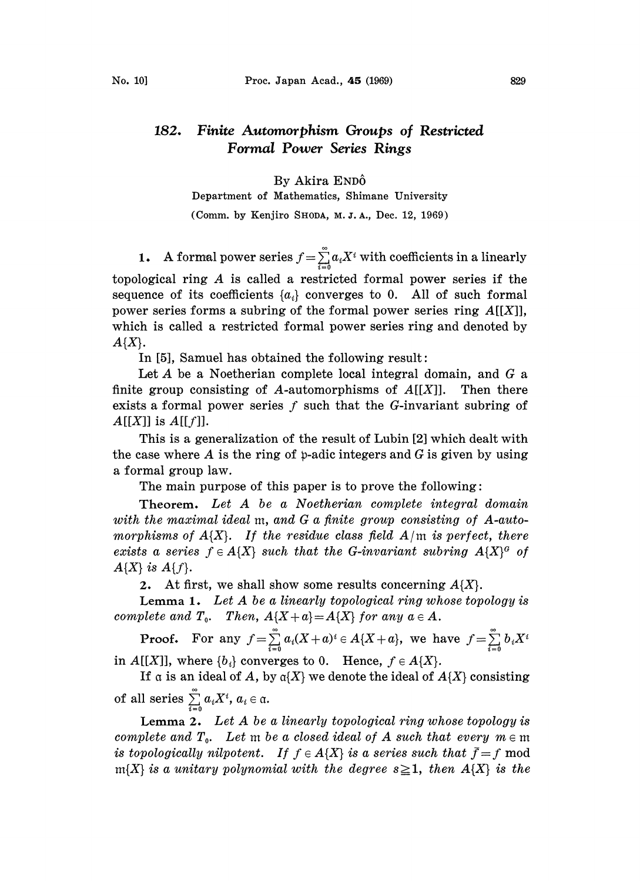# 182. Finite Automorphism Groups of Restricted Formal Power Series Rings

By Akira ENDÔ

Department of Mathematics, Shimane University

(Comm. by Kenjiro SHODA, M. J. A., Dec. 12, 1969)

**1.** A formal power series $f=\sum_{i=0}^{\infty} a_i X^i$ with coefficients in a linearly topological ring $A$ is called a restricted formal power series if the sequence of its coefficients $\{a_i\}$ converges to 0. All of such formal power series forms a subring of the formal power series ring $A[[X]]$, which is called a restricted formal power series ring and denoted by $A\{X\}$.

In [5], Samuel has obtained the following result:

Let $A$ be a Noetherian complete local integral domain, and $G$ a finite group consisting of $A$-automorphisms of $A[[X]]$. Then there exists a formal power series $f$ such that the $G$-invariant subring of $A[[X]]$ is $A[[f]]$.

This is a generalization of the result of Lubin [2] which dealt with the case where $A$ is the ring of $\mathfrak{p}$-adic integers and $G$ is given by using a formal group law.

The main purpose of this paper is to prove the following:

**Theorem.** *Let $A$ be a Noetherian complete integral domain with the maximal ideal $\mathfrak{m}$, and $G$ a finite group consisting of $A$-automorphisms of $A\{X\}$. If the residue class field $A/\mathfrak{m}$ is perfect, there exists a series $f \in A\{X\}$ such that the $G$-invariant subring $A\{X\}^G$ of $A\{X\}$ is $A\{f\}$.*

**2.** At first, we shall show some results concerning $A\{X\}$.

**Lemma 1.** *Let $A$ be a linearly topological ring whose topology is complete and $T_0$. Then, $A\{X+a\}=A\{X\}$ for any $a \in A$.*

**Proof.** For any $f=\sum_{i=0}^{\infty} a_i(X+a)^i \in A\{X+a\}$, we have $f=\sum_{i=0}^{\infty} b_i X^i$ in $A[[X]]$, where $\{b_i\}$ converges to 0. Hence, $f \in A\{X\}$.

If $\mathfrak{a}$ is an ideal of $A$, by $\mathfrak{a}\{X\}$ we denote the ideal of $A\{X\}$ consisting of all series $\sum_{i=0}^{\infty} a_i X^i$, $a_i \in \mathfrak{a}$.

**Lemma 2.** *Let $A$ be a linearly topological ring whose topology is complete and $T_0$. Let $\mathfrak{m}$ be a closed ideal of $A$ such that every $m \in \mathfrak{m}$ is topologically nilpotent. If $f \in A\{X\}$ is a series such that $\bar{f}=f$ mod $\mathfrak{m}\{X\}$ is a unitary polynomial with the degree $s \geqq 1$, then $A\{X\}$ is the*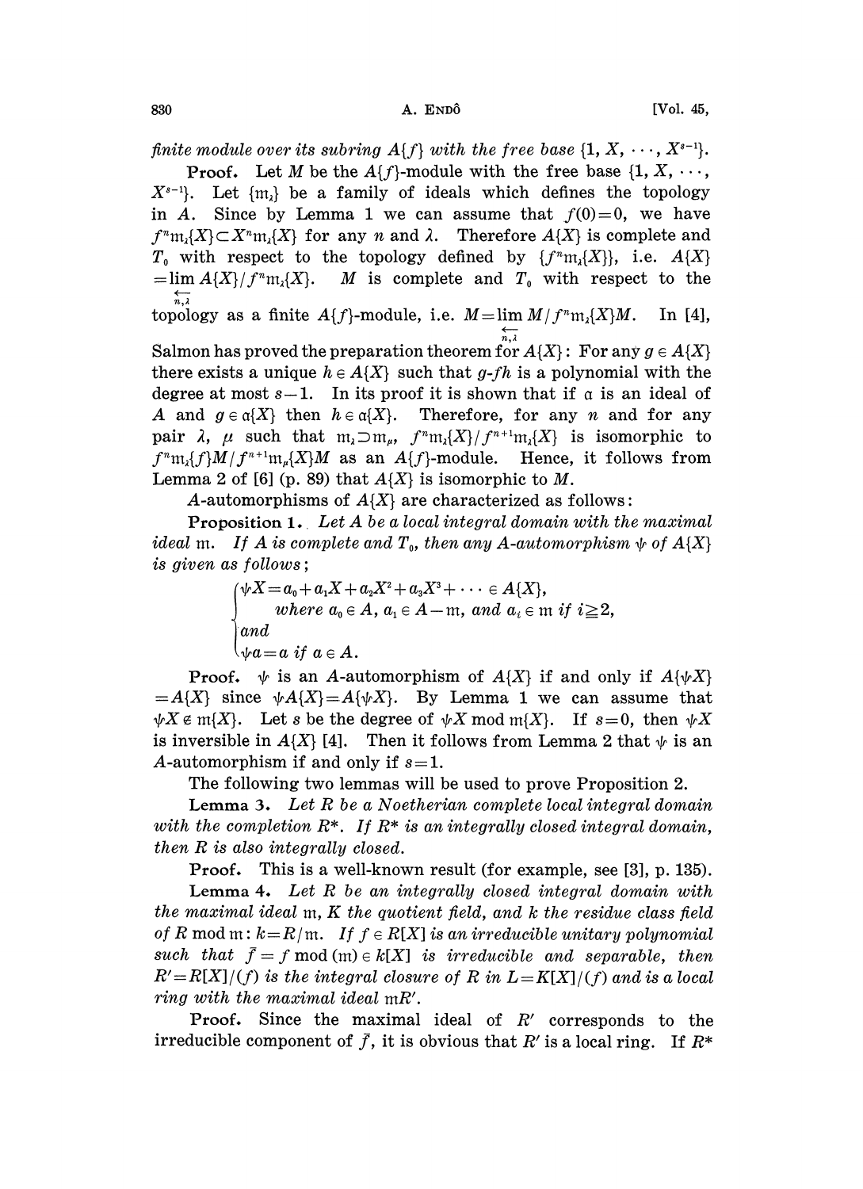*finite module over its subring $A\{f\}$ with the free base $\{1, X, \cdots, X^{s-1}\}$.*

**Proof.** Let $M$ be the $A\{f\}$-module with the free base $\{1, X, \cdots, X^{s-1}\}$. Let $\{\mathfrak{m}_\lambda\}$ be a family of ideals which defines the topology in $A$. Since by Lemma 1 we can assume that $f(0)=0$, we have $f^n\mathfrak{m}_\lambda\{X\} \subset X^n\mathfrak{m}_\lambda\{X\}$ for any $n$ and $\lambda$. Therefore $A\{X\}$ is complete and $T_0$ with respect to the topology defined by $\{f^n\mathfrak{m}_\lambda\{X\}\}$, i.e. $A\{X\} = \varprojlim_{n,\lambda} A\{X\}/f^n\mathfrak{m}_\lambda\{X\}$. $M$ is complete and $T_0$ with respect to the topology as a finite $A\{f\}$-module, i.e. $M = \varprojlim_{n,\lambda} M/f^n\mathfrak{m}_\lambda\{X\}M$. In [4], Salmon has proved the preparation theorem for $A\{X\}$: For any $g \in A\{X\}$ there exists a unique $h \in A\{X\}$ such that $g$-$fh$ is a polynomial with the degree at most $s-1$. In its proof it is shown that if $\mathfrak{a}$ is an ideal of $A$ and $g \in \mathfrak{a}\{X\}$ then $h \in \mathfrak{a}\{X\}$. Therefore, for any $n$ and for any pair $\lambda$, $\mu$ such that $\mathfrak{m}_\lambda \supset \mathfrak{m}_\mu$, $f^n\mathfrak{m}_\lambda\{X\}/f^{n+1}\mathfrak{m}_\lambda\{X\}$ is isomorphic to $f^n\mathfrak{m}_\lambda\{f\}M/f^{n+1}\mathfrak{m}_\mu\{X\}M$ as an $A\{f\}$-module. Hence, it follows from Lemma 2 of [6] (p. 89) that $A\{X\}$ is isomorphic to $M$.

$A$-automorphisms of $A\{X\}$ are characterized as follows:

**Proposition 1.** *Let $A$ be a local integral domain with the maximal ideal $\mathfrak{m}$. If $A$ is complete and $T_0$, then any $A$-automorphism $\psi$ of $A\{X\}$ is given as follows;*

$$\begin{cases} \psi X = a_0 + a_1X + a_2X^2 + a_3X^3 + \cdots \in A\{X\}, \\ \qquad \text{where } a_0 \in A,\ a_1 \in A - \mathfrak{m}, \text{ and } a_i \in \mathfrak{m} \text{ if } i \geqq 2, \\ \text{and} \\ \psi a = a \text{ if } a \in A. \end{cases}$$

**Proof.** $\psi$ is an $A$-automorphism of $A\{X\}$ if and only if $A\{\psi X\} = A\{X\}$ since $\psi A\{X\} = A\{\psi X\}$. By Lemma 1 we can assume that $\psi X \notin \mathfrak{m}\{X\}$. Let $s$ be the degree of $\psi X \bmod \mathfrak{m}\{X\}$. If $s=0$, then $\psi X$ is inversible in $A\{X\}$ [4]. Then it follows from Lemma 2 that $\psi$ is an $A$-automorphism if and only if $s=1$.

The following two lemmas will be used to prove Proposition 2.

**Lemma 3.** *Let $R$ be a Noetherian complete local integral domain with the completion $R^*$. If $R^*$ is an integrally closed integral domain, then $R$ is also integrally closed.*

**Proof.** This is a well-known result (for example, see [3], p. 135).

**Lemma 4.** *Let $R$ be an integrally closed integral domain with the maximal ideal $\mathfrak{m}$, $K$ the quotient field, and $k$ the residue class field of $R \bmod \mathfrak{m}$: $k = R/\mathfrak{m}$. If $f \in R[X]$ is an irreducible unitary polynomial such that $\bar{f} = f \bmod (\mathfrak{m}) \in k[X]$ is irreducible and separable, then $R' = R[X]/(f)$ is the integral closure of $R$ in $L = K[X]/(f)$ and is a local ring with the maximal ideal $\mathfrak{m}R'$.*

**Proof.** Since the maximal ideal of $R'$ corresponds to the irreducible component of $\bar{f}$, it is obvious that $R'$ is a local ring. If $R^*$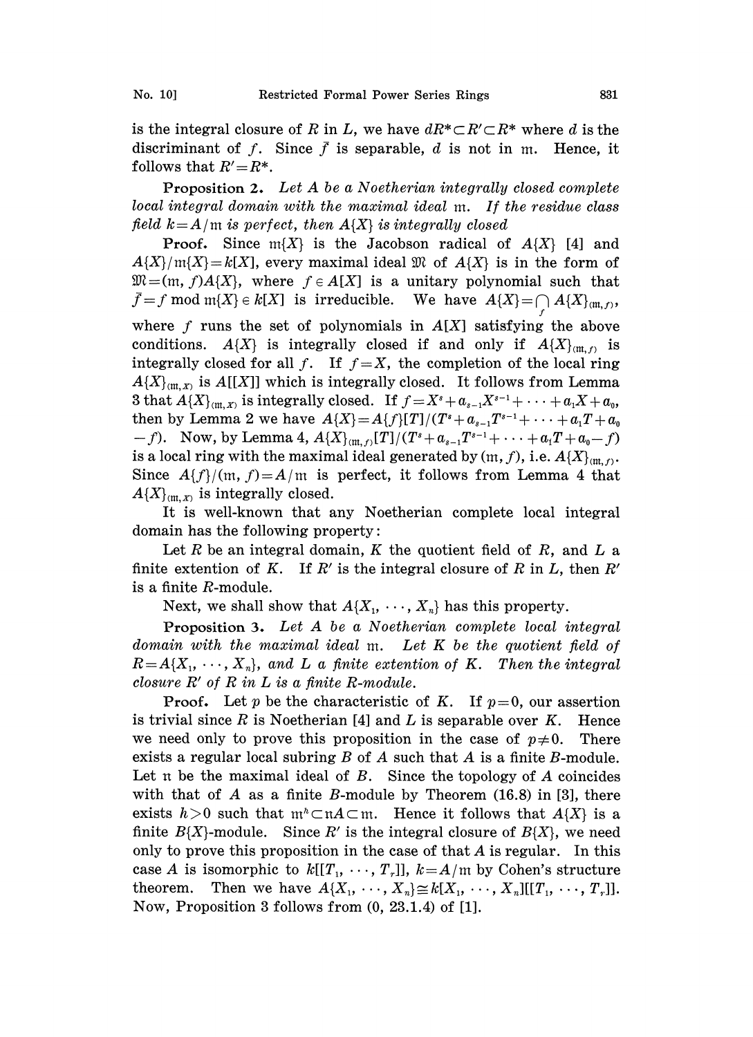is the integral closure of $R$ in $L$, we have $dR^* \subset R' \subset R^*$ where $d$ is the discriminant of $f$. Since $\bar{f}$ is separable, $d$ is not in $\mathfrak{m}$. Hence, it follows that $R' = R^*$.

**Proposition 2.** *Let $A$ be a Noetherian integrally closed complete local integral domain with the maximal ideal $\mathfrak{m}$. If the residue class field $k = A/\mathfrak{m}$ is perfect, then $A\{X\}$ is integrally closed*

**Proof.** Since $\mathfrak{m}\{X\}$ is the Jacobson radical of $A\{X\}$ [4] and $A\{X\}/\mathfrak{m}\{X\} = k[X]$, every maximal ideal $\mathfrak{M}$ of $A\{X\}$ is in the form of $\mathfrak{M} = (\mathfrak{m}, f)A\{X\}$, where $f \in A[X]$ is a unitary polynomial such that $\bar{f} = f \bmod \mathfrak{m}\{X\} \in k[X]$ is irreducible. We have $A\{X\} = \bigcap_f A\{X\}_{(\mathfrak{m}, f)}$, where $f$ runs the set of polynomials in $A[X]$ satisfying the above conditions. $A\{X\}$ is integrally closed if and only if $A\{X\}_{(\mathfrak{m}, f)}$ is integrally closed for all $f$. If $f = X$, the completion of the local ring $A\{X\}_{(\mathfrak{m}, X)}$ is $A[[X]]$ which is integrally closed. It follows from Lemma 3 that $A\{X\}_{(\mathfrak{m}, X)}$ is integrally closed. If $f = X^s + a_{s-1}X^{s-1} + \cdots + a_1X + a_0$, then by Lemma 2 we have $A\{X\} = A\{f\}[T]/(T^s + a_{s-1}T^{s-1} + \cdots + a_1T + a_0 - f)$. Now, by Lemma 4, $A\{X\}_{(\mathfrak{m}, f)}[T]/(T^s + a_{s-1}T^{s-1} + \cdots + a_1T + a_0 - f)$ is a local ring with the maximal ideal generated by $(\mathfrak{m}, f)$, i.e. $A\{X\}_{(\mathfrak{m}, f)}$. Since $A\{f\}/(\mathfrak{m}, f) = A/\mathfrak{m}$ is perfect, it follows from Lemma 4 that $A\{X\}_{(\mathfrak{m}, X)}$ is integrally closed.

It is well-known that any Noetherian complete local integral domain has the following property:

Let $R$ be an integral domain, $K$ the quotient field of $R$, and $L$ a finite extention of $K$. If $R'$ is the integral closure of $R$ in $L$, then $R'$ is a finite $R$-module.

Next, we shall show that $A\{X_1, \cdots, X_n\}$ has this property.

**Proposition 3.** *Let $A$ be a Noetherian complete local integral domain with the maximal ideal $\mathfrak{m}$. Let $K$ be the quotient field of $R = A\{X_1, \cdots, X_n\}$, and $L$ a finite extention of $K$. Then the integral closure $R'$ of $R$ in $L$ is a finite $R$-module.*

**Proof.** Let $p$ be the characteristic of $K$. If $p = 0$, our assertion is trivial since $R$ is Noetherian [4] and $L$ is separable over $K$. Hence we need only to prove this proposition in the case of $p \neq 0$. There exists a regular local subring $B$ of $A$ such that $A$ is a finite $B$-module. Let $\mathfrak{n}$ be the maximal ideal of $B$. Since the topology of $A$ coincides with that of $A$ as a finite $B$-module by Theorem (16.8) in [3], there exists $h > 0$ such that $\mathfrak{m}^h \subset \mathfrak{n}A \subset \mathfrak{m}$. Hence it follows that $A\{X\}$ is a finite $B\{X\}$-module. Since $R'$ is the integral closure of $B\{X\}$, we need only to prove this proposition in the case of that $A$ is regular. In this case $A$ is isomorphic to $k[[T_1, \cdots, T_r]]$, $k = A/\mathfrak{m}$ by Cohen's structure theorem. Then we have $A\{X_1, \cdots, X_n\} \cong k[X_1, \cdots, X_n][[T_1, \cdots, T_r]]$. Now, Proposition 3 follows from (0, 23.1.4) of [1].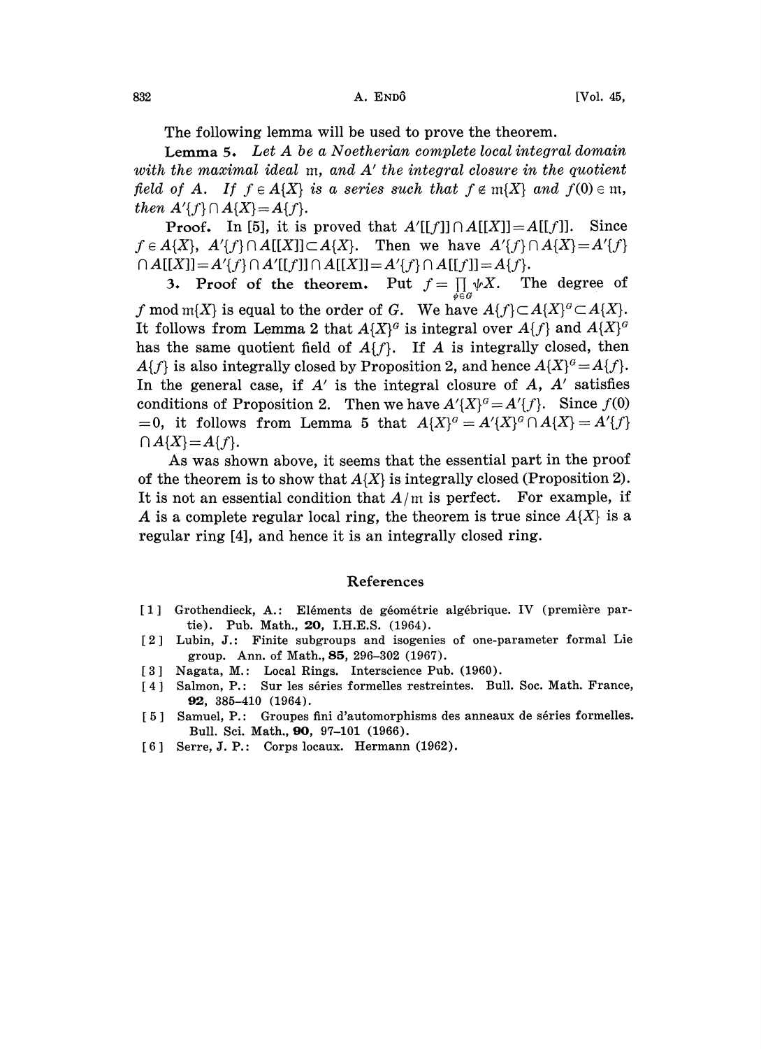The following lemma will be used to prove the theorem.

**Lemma 5.** *Let $A$ be a Noetherian complete local integral domain with the maximal ideal $\mathfrak{m}$, and $A'$ the integral closure in the quotient field of $A$. If $f \in A\{X\}$ is a series such that $f \notin \mathfrak{m}\{X\}$ and $f(0) \in \mathfrak{m}$, then $A'\{f\} \cap A\{X\} = A\{f\}$.*

**Proof.** In [5], it is proved that $A'[[f]] \cap A[[X]] = A[[f]]$. Since $f \in A\{X\}$, $A'\{f\} \cap A[[X]] \subset A\{X\}$. Then we have $A'\{f\} \cap A\{X\} = A'\{f\} \cap A[[X]] = A'\{f\} \cap A'[[f]] \cap A[[X]] = A'\{f\} \cap A[[f]] = A\{f\}$.

**3. Proof of the theorem.** Put $f = \prod_{\psi \in G} \psi X$. The degree of $f \bmod \mathfrak{m}\{X\}$ is equal to the order of $G$. We have $A\{f\} \subset A\{X\}^G \subset A\{X\}$. It follows from Lemma 2 that $A\{X\}^G$ is integral over $A\{f\}$ and $A\{X\}^G$ has the same quotient field of $A\{f\}$. If $A$ is integrally closed, then $A\{f\}$ is also integrally closed by Proposition 2, and hence $A\{X\}^G = A\{f\}$. In the general case, if $A'$ is the integral closure of $A$, $A'$ satisfies conditions of Proposition 2. Then we have $A'\{X\}^G = A'\{f\}$. Since $f(0) = 0$, it follows from Lemma 5 that $A\{X\}^G = A'\{X\}^G \cap A\{X\} = A'\{f\} \cap A\{X\} = A\{f\}$.

As was shown above, it seems that the essential part in the proof of the theorem is to show that $A\{X\}$ is integrally closed (Proposition 2). It is not an essential condition that $A/\mathfrak{m}$ is perfect. For example, if $A$ is a complete regular local ring, the theorem is true since $A\{X\}$ is a regular ring [4], and hence it is an integrally closed ring.

## References

[1] Grothendieck, A.: Eléments de géométrie algébrique. IV (première partie). Pub. Math., **20**, I.H.E.S. (1964).

[2] Lubin, J.: Finite subgroups and isogenies of one-parameter formal Lie group. Ann. of Math., **85**, 296–302 (1967).

[3] Nagata, M.: Local Rings. Interscience Pub. (1960).

[4] Salmon, P.: Sur les séries formelles restreintes. Bull. Soc. Math. France, **92**, 385–410 (1964).

[5] Samuel, P.: Groupes fini d'automorphisms des anneaux de séries formelles. Bull. Sci. Math., **90**, 97–101 (1966).

[6] Serre, J. P.: Corps locaux. Hermann (1962).